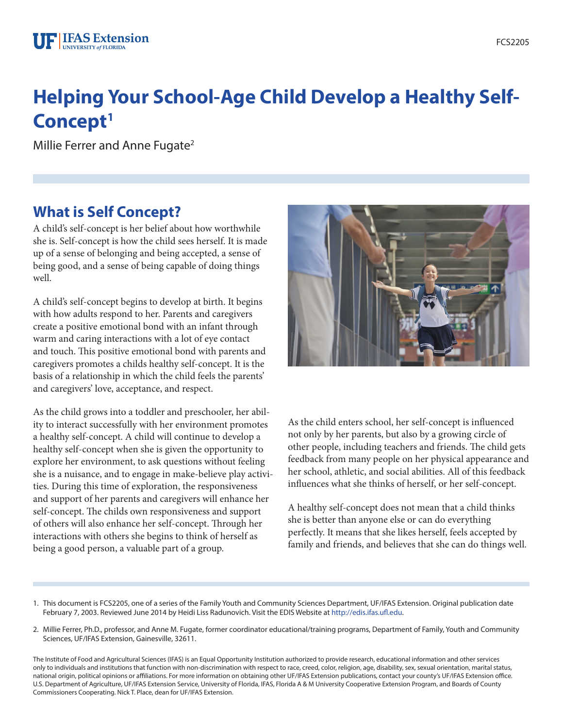# Helping Your School-Age Child Develop a Healthy Self-Concept[1]

Millie Ferrer and Anne Fugate[2]

## What is Self Concept?

A child's self-concept is her belief about how worthwhile she is. Self-concept is how the child sees herself. It is made up of a sense of belonging and being accepted, a sense of being good, and a sense of being capable of doing things well.

A child's self-concept begins to develop at birth. It begins with how adults respond to her. Parents and caregivers create a positive emotional bond with an infant through warm and caring interactions with a lot of eye contact and touch. This positive emotional bond with parents and caregivers promotes a childs healthy self-concept. It is the basis of a relationship in which the child feels the parents' and caregivers' love, acceptance, and respect.

As the child grows into a toddler and preschooler, her ability to interact successfully with her environment promotes a healthy self-concept. A child will continue to develop a healthy self-concept when she is given the opportunity to explore her environment, to ask questions without feeling she is a nuisance, and to engage in make-believe play activities. During this time of exploration, the responsiveness and support of her parents and caregivers will enhance her self-concept. The childs own responsiveness and support of others will also enhance her self-concept. Through her interactions with others she begins to think of herself as being a good person, a valuable part of a group.

As the child enters school, her self-concept is influenced not only by her parents, but also by a growing circle of other people, including teachers and friends. The child gets feedback from many people on her physical appearance and her school, athletic, and social abilities. All of this feedback influences what she thinks of herself, or her self-concept.

A healthy self-concept does not mean that a child thinks she is better than anyone else or can do everything perfectly. It means that she likes herself, feels accepted by family and friends, and believes that she can do things well.

---

1. This document is FCS2205, one of a series of the Family Youth and Community Sciences Department, UF/IFAS Extension. Original publication date February 7, 2003. Reviewed June 2014 by Heidi Liss Radunovich. Visit the EDIS Website at http://edis.ifas.ufl.edu.

2. Millie Ferrer, Ph.D., professor, and Anne M. Fugate, former coordinator educational/training programs, Department of Family, Youth and Community Sciences, UF/IFAS Extension, Gainesville, 32611.

The Institute of Food and Agricultural Sciences (IFAS) is an Equal Opportunity Institution authorized to provide research, educational information and other services only to individuals and institutions that function with non-discrimination with respect to race, creed, color, religion, age, disability, sex, sexual orientation, marital status, national origin, political opinions or affiliations. For more information on obtaining other UF/IFAS Extension publications, contact your county's UF/IFAS Extension office. U.S. Department of Agriculture, UF/IFAS Extension Service, University of Florida, IFAS, Florida A & M University Cooperative Extension Program, and Boards of County Commissioners Cooperating. Nick T. Place, dean for UF/IFAS Extension.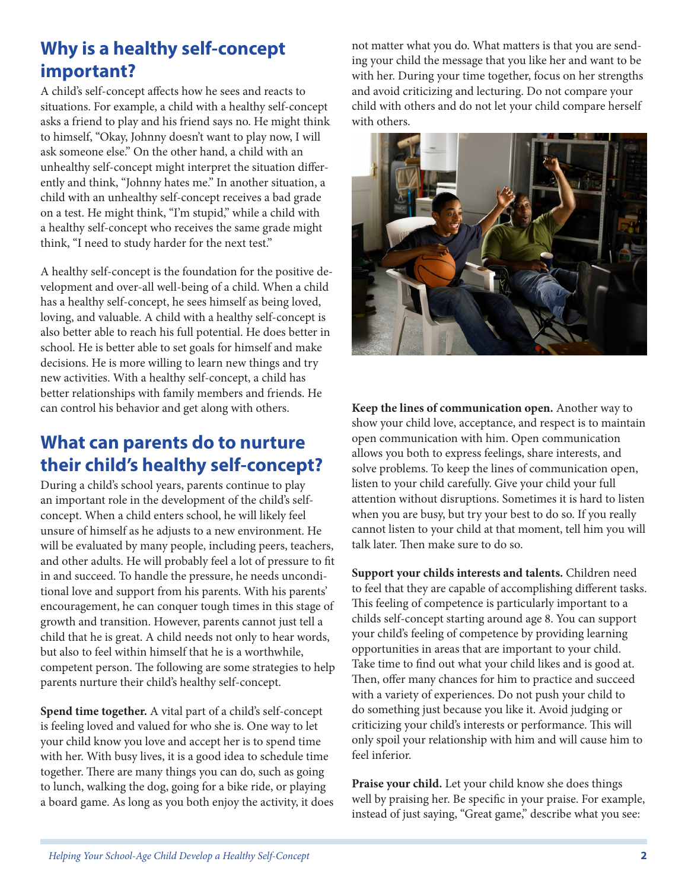## Why is a healthy self-concept important?

A child's self-concept affects how he sees and reacts to situations. For example, a child with a healthy self-concept asks a friend to play and his friend says no. He might think to himself, "Okay, Johnny doesn't want to play now, I will ask someone else." On the other hand, a child with an unhealthy self-concept might interpret the situation differently and think, "Johnny hates me." In another situation, a child with an unhealthy self-concept receives a bad grade on a test. He might think, "I'm stupid," while a child with a healthy self-concept who receives the same grade might think, "I need to study harder for the next test."

A healthy self-concept is the foundation for the positive development and over-all well-being of a child. When a child has a healthy self-concept, he sees himself as being loved, loving, and valuable. A child with a healthy self-concept is also better able to reach his full potential. He does better in school. He is better able to set goals for himself and make decisions. He is more willing to learn new things and try new activities. With a healthy self-concept, a child has better relationships with family members and friends. He can control his behavior and get along with others.

## What can parents do to nurture their child's healthy self-concept?

During a child's school years, parents continue to play an important role in the development of the child's self-concept. When a child enters school, he will likely feel unsure of himself as he adjusts to a new environment. He will be evaluated by many people, including peers, teachers, and other adults. He will probably feel a lot of pressure to fit in and succeed. To handle the pressure, he needs unconditional love and support from his parents. With his parents' encouragement, he can conquer tough times in this stage of growth and transition. However, parents cannot just tell a child that he is great. A child needs not only to hear words, but also to feel within himself that he is a worthwhile, competent person. The following are some strategies to help parents nurture their child's healthy self-concept.

**Spend time together.** A vital part of a child's self-concept is feeling loved and valued for who she is. One way to let your child know you love and accept her is to spend time with her. With busy lives, it is a good idea to schedule time together. There are many things you can do, such as going to lunch, walking the dog, going for a bike ride, or playing a board game. As long as you both enjoy the activity, it does not matter what you do. What matters is that you are sending your child the message that you like her and want to be with her. During your time together, focus on her strengths and avoid criticizing and lecturing. Do not compare your child with others and do not let your child compare herself with others.

**Keep the lines of communication open.** Another way to show your child love, acceptance, and respect is to maintain open communication with him. Open communication allows you both to express feelings, share interests, and solve problems. To keep the lines of communication open, listen to your child carefully. Give your child your full attention without disruptions. Sometimes it is hard to listen when you are busy, but try your best to do so. If you really cannot listen to your child at that moment, tell him you will talk later. Then make sure to do so.

**Support your childs interests and talents.** Children need to feel that they are capable of accomplishing different tasks. This feeling of competence is particularly important to a childs self-concept starting around age 8. You can support your child's feeling of competence by providing learning opportunities in areas that are important to your child. Take time to find out what your child likes and is good at. Then, offer many chances for him to practice and succeed with a variety of experiences. Do not push your child to do something just because you like it. Avoid judging or criticizing your child's interests or performance. This will only spoil your relationship with him and will cause him to feel inferior.

**Praise your child.** Let your child know she does things well by praising her. Be specific in your praise. For example, instead of just saying, "Great game," describe what you see: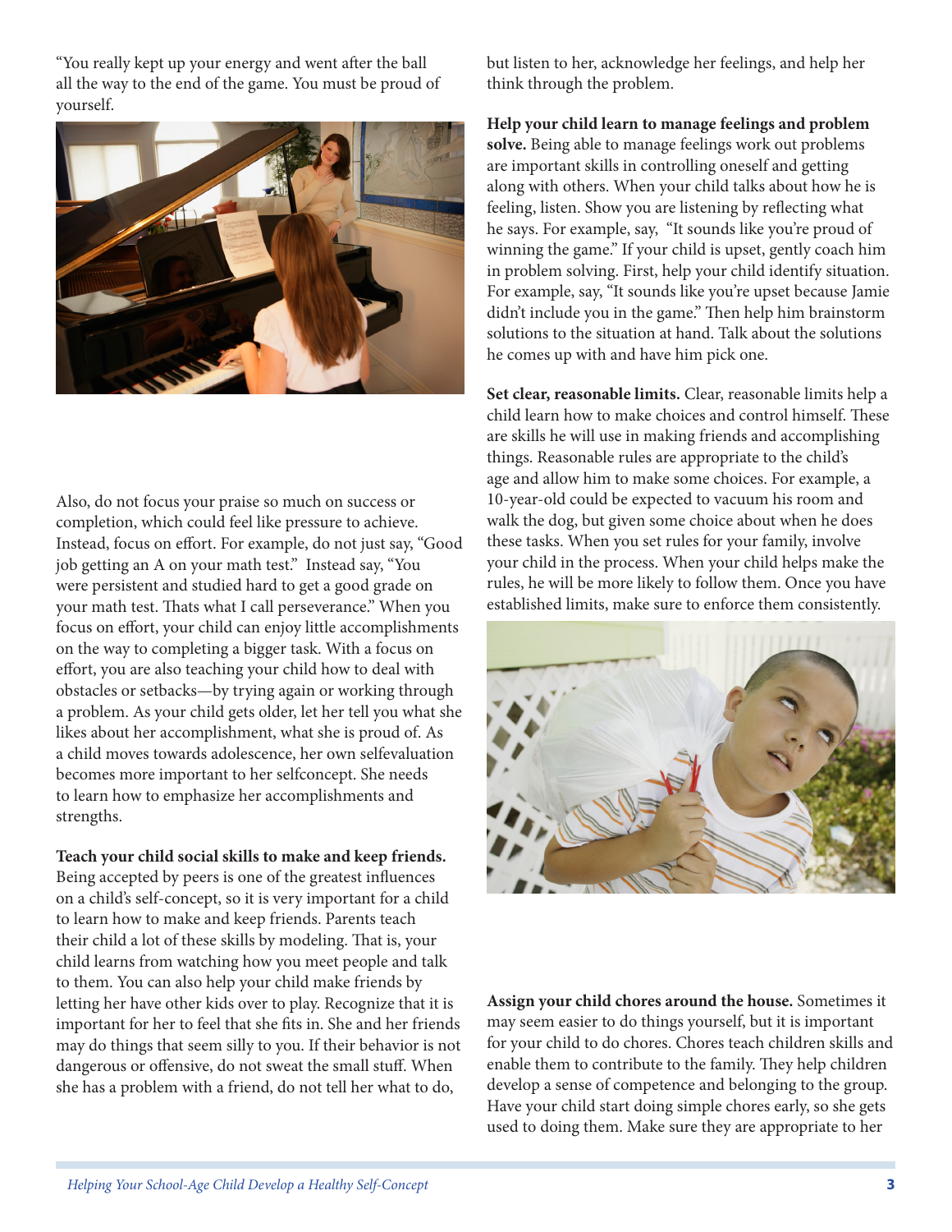"You really kept up your energy and went after the ball all the way to the end of the game. You must be proud of yourself.

Also, do not focus your praise so much on success or completion, which could feel like pressure to achieve. Instead, focus on effort. For example, do not just say, "Good job getting an A on your math test." Instead say, "You were persistent and studied hard to get a good grade on your math test. Thats what I call perseverance." When you focus on effort, your child can enjoy little accomplishments on the way to completing a bigger task. With a focus on effort, you are also teaching your child how to deal with obstacles or setbacks—by trying again or working through a problem. As your child gets older, let her tell you what she likes about her accomplishment, what she is proud of. As a child moves towards adolescence, her own selfevaluation becomes more important to her selfconcept. She needs to learn how to emphasize her accomplishments and strengths.

**Teach your child social skills to make and keep friends.** Being accepted by peers is one of the greatest influences on a child's self-concept, so it is very important for a child to learn how to make and keep friends. Parents teach their child a lot of these skills by modeling. That is, your child learns from watching how you meet people and talk to them. You can also help your child make friends by letting her have other kids over to play. Recognize that it is important for her to feel that she fits in. She and her friends may do things that seem silly to you. If their behavior is not dangerous or offensive, do not sweat the small stuff. When she has a problem with a friend, do not tell her what to do, but listen to her, acknowledge her feelings, and help her think through the problem.

**Help your child learn to manage feelings and problem solve.** Being able to manage feelings work out problems are important skills in controlling oneself and getting along with others. When your child talks about how he is feeling, listen. Show you are listening by reflecting what he says. For example, say, "It sounds like you're proud of winning the game." If your child is upset, gently coach him in problem solving. First, help your child identify situation. For example, say, "It sounds like you're upset because Jamie didn't include you in the game." Then help him brainstorm solutions to the situation at hand. Talk about the solutions he comes up with and have him pick one.

**Set clear, reasonable limits.** Clear, reasonable limits help a child learn how to make choices and control himself. These are skills he will use in making friends and accomplishing things. Reasonable rules are appropriate to the child's age and allow him to make some choices. For example, a 10-year-old could be expected to vacuum his room and walk the dog, but given some choice about when he does these tasks. When you set rules for your family, involve your child in the process. When your child helps make the rules, he will be more likely to follow them. Once you have established limits, make sure to enforce them consistently.

**Assign your child chores around the house.** Sometimes it may seem easier to do things yourself, but it is important for your child to do chores. Chores teach children skills and enable them to contribute to the family. They help children develop a sense of competence and belonging to the group. Have your child start doing simple chores early, so she gets used to doing them. Make sure they are appropriate to her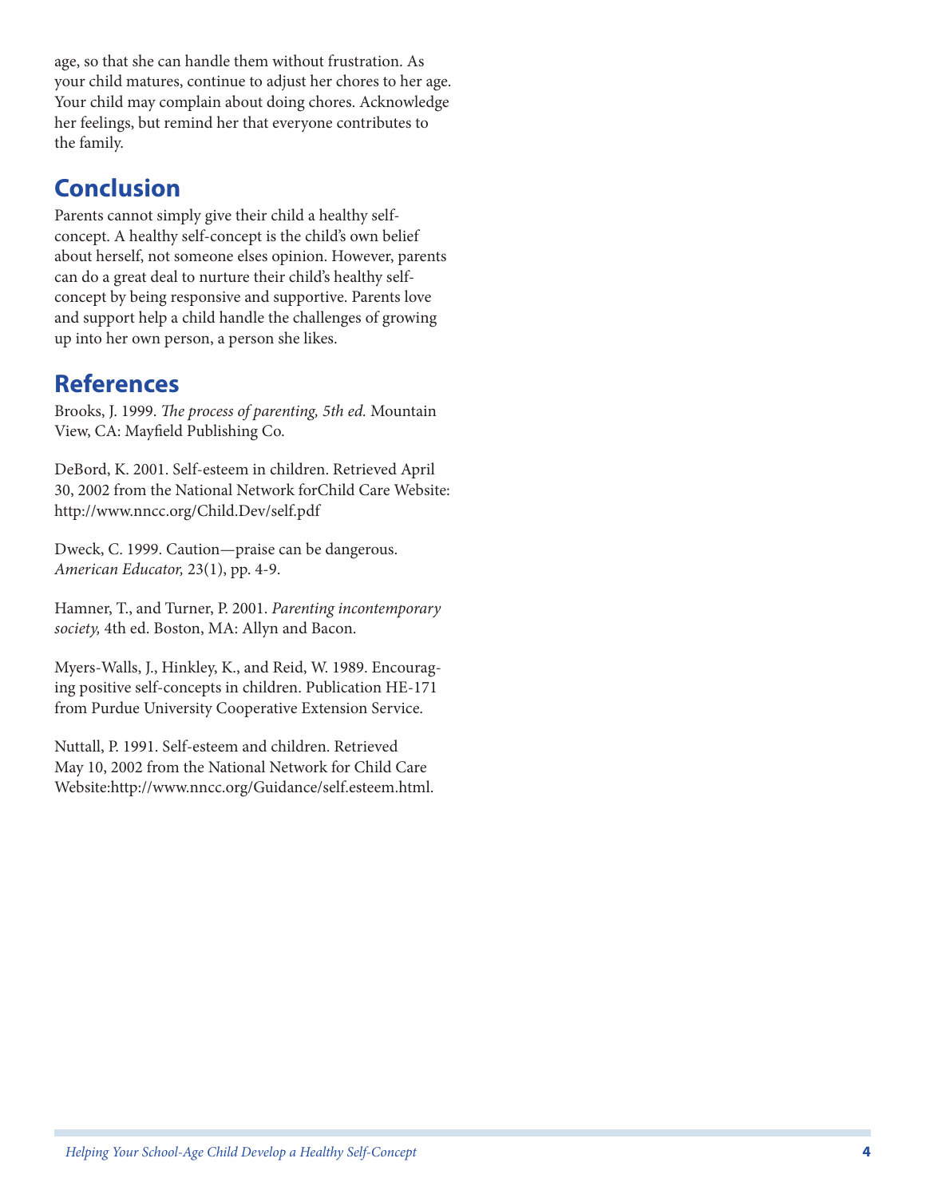age, so that she can handle them without frustration. As your child matures, continue to adjust her chores to her age. Your child may complain about doing chores. Acknowledge her feelings, but remind her that everyone contributes to the family.

## Conclusion

Parents cannot simply give their child a healthy self-concept. A healthy self-concept is the child's own belief about herself, not someone elses opinion. However, parents can do a great deal to nurture their child's healthy self-concept by being responsive and supportive. Parents love and support help a child handle the challenges of growing up into her own person, a person she likes.

## References

Brooks, J. 1999. *The process of parenting, 5th ed.* Mountain View, CA: Mayfield Publishing Co.

DeBord, K. 2001. Self-esteem in children. Retrieved April 30, 2002 from the National Network forChild Care Website: http://www.nncc.org/Child.Dev/self.pdf

Dweck, C. 1999. Caution—praise can be dangerous. *American Educator,* 23(1), pp. 4-9.

Hamner, T., and Turner, P. 2001. *Parenting incontemporary society,* 4th ed. Boston, MA: Allyn and Bacon.

Myers-Walls, J., Hinkley, K., and Reid, W. 1989. Encouraging positive self-concepts in children. Publication HE-171 from Purdue University Cooperative Extension Service.

Nuttall, P. 1991. Self-esteem and children. Retrieved May 10, 2002 from the National Network for Child Care Website:http://www.nncc.org/Guidance/self.esteem.html.